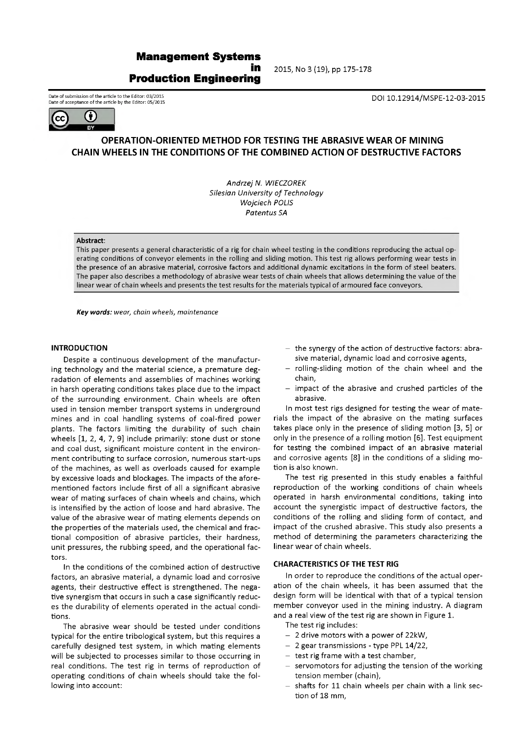# OPERATION-ORIENTED METHOD FOR TESTING THE ABRASIVE WEAR OF MINING CHAIN WHEELS IN THE CONDITIONS OF THE COMBINED ACTION OF DESTRUCTIVE FACTORS

Date of submission of the article to the Editor: 03/2015
Date of acceptance of the article by the Editor: 05/2015

DOI 10.12914/MSPE-12-03-2015

*Andrzej N. WIECZOREK*
*Silesian University of Technology*
*Wojciech POLIS*
*Patentus SA*

**Abstract:**
This paper presents a general characteristic of a rig for chain wheel testing in the conditions reproducing the actual operating conditions of conveyor elements in the rolling and sliding motion. This test rig allows performing wear tests in the presence of an abrasive material, corrosive factors and additional dynamic excitations in the form of steel beaters. The paper also describes a methodology of abrasive wear tests of chain wheels that allows determining the value of the linear wear of chain wheels and presents the test results for the materials typical of armoured face conveyors.

***Key words:*** *wear, chain wheels, maintenance*

## INTRODUCTION

Despite a continuous development of the manufacturing technology and the material science, a premature degradation of elements and assemblies of machines working in harsh operating conditions takes place due to the impact of the surrounding environment. Chain wheels are often used in tension member transport systems in underground mines and in coal handling systems of coal-fired power plants. The factors limiting the durability of such chain wheels [1, 2, 4, 7, 9] include primarily: stone dust or stone and coal dust, significant moisture content in the environment contributing to surface corrosion, numerous start-ups of the machines, as well as overloads caused for example by excessive loads and blockages. The impacts of the aforementioned factors include first of all a significant abrasive wear of mating surfaces of chain wheels and chains, which is intensified by the action of loose and hard abrasive. The value of the abrasive wear of mating elements depends on the properties of the materials used, the chemical and fractional composition of abrasive particles, their hardness, unit pressures, the rubbing speed, and the operational factors.

In the conditions of the combined action of destructive factors, an abrasive material, a dynamic load and corrosive agents, their destructive effect is strengthened. The negative synergism that occurs in such a case significantly reduces the durability of elements operated in the actual conditions.

The abrasive wear should be tested under conditions typical for the entire tribological system, but this requires a carefully designed test system, in which mating elements will be subjected to processes similar to those occurring in real conditions. The test rig in terms of reproduction of operating conditions of chain wheels should take the following into account:

- the synergy of the action of destructive factors: abrasive material, dynamic load and corrosive agents,
- rolling-sliding motion of the chain wheel and the chain,
- impact of the abrasive and crushed particles of the abrasive.

In most test rigs designed for testing the wear of materials the impact of the abrasive on the mating surfaces takes place only in the presence of sliding motion [3, 5] or only in the presence of a rolling motion [6]. Test equipment for testing the combined impact of an abrasive material and corrosive agents [8] in the conditions of a sliding motion is also known.

The test rig presented in this study enables a faithful reproduction of the working conditions of chain wheels operated in harsh environmental conditions, taking into account the synergistic impact of destructive factors, the conditions of the rolling and sliding form of contact, and impact of the crushed abrasive. This study also presents a method of determining the parameters characterizing the linear wear of chain wheels.

## CHARACTERISTICS OF THE TEST RIG

In order to reproduce the conditions of the actual operation of the chain wheels, it has been assumed that the design form will be identical with that of a typical tension member conveyor used in the mining industry. A diagram and a real view of the test rig are shown in Figure 1.

The test rig includes:

- 2 drive motors with a power of 22kW,
- 2 gear transmissions - type PPL 14/22,
- test rig frame with a test chamber,
- servomotors for adjusting the tension of the working tension member (chain),
- shafts for 11 chain wheels per chain with a link section of 18 mm,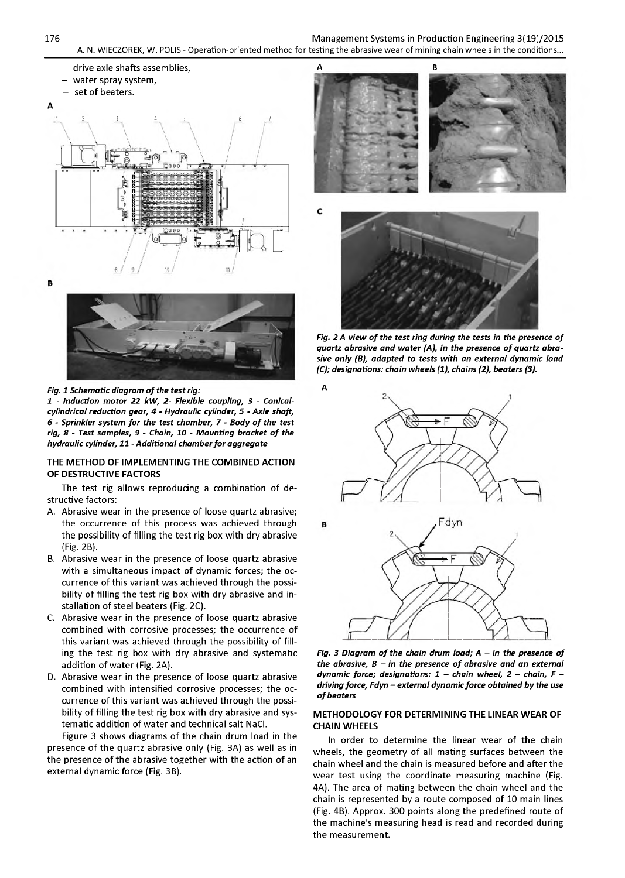- drive axle shafts assemblies,
- water spray system,
- set of beaters.

A

B

*Fig. 1 Schematic diagram of the test rig:*
*1 - Induction motor 22 kW, 2- Flexible coupling, 3 - Conical-cylindrical reduction gear, 4 - Hydraulic cylinder, 5 - Axle shaft, 6 - Sprinkler system for the test chamber, 7 - Body of the test rig, 8 - Test samples, 9 - Chain, 10 - Mounting bracket of the hydraulic cylinder, 11 - Additional chamber for aggregate*

## THE METHOD OF IMPLEMENTING THE COMBINED ACTION OF DESTRUCTIVE FACTORS

The test rig allows reproducing a combination of destructive factors:

A. Abrasive wear in the presence of loose quartz abrasive; the occurrence of this process was achieved through the possibility of filling the test rig box with dry abrasive (Fig. 2B).
B. Abrasive wear in the presence of loose quartz abrasive with a simultaneous impact of dynamic forces; the occurrence of this variant was achieved through the possibility of filling the test rig box with dry abrasive and installation of steel beaters (Fig. 2C).
C. Abrasive wear in the presence of loose quartz abrasive combined with corrosive processes; the occurrence of this variant was achieved through the possibility of filling the test rig box with dry abrasive and systematic addition of water (Fig. 2A).
D. Abrasive wear in the presence of loose quartz abrasive combined with intensified corrosive processes; the occurrence of this variant was achieved through the possibility of filling the test rig box with dry abrasive and systematic addition of water and technical salt NaCl.

Figure 3 shows diagrams of the chain drum load in the presence of the quartz abrasive only (Fig. 3A) as well as in the presence of the abrasive together with the action of an external dynamic force (Fig. 3B).

A

B

C

*Fig. 2 A view of the test ring during the tests in the presence of quartz abrasive and water (A), in the presence of quartz abrasive only (B), adapted to tests with an external dynamic load (C); designations: chain wheels (1), chains (2), beaters (3).*

A

B

*Fig. 3 Diagram of the chain drum load; A – in the presence of the abrasive, B – in the presence of abrasive and an external dynamic force; designations: 1 – chain wheel, 2 – chain, F – driving force, Fdyn – external dynamic force obtained by the use of beaters*

## METHODOLOGY FOR DETERMINING THE LINEAR WEAR OF CHAIN WHEELS

In order to determine the linear wear of the chain wheels, the geometry of all mating surfaces between the chain wheel and the chain is measured before and after the wear test using the coordinate measuring machine (Fig. 4A). The area of mating between the chain wheel and the chain is represented by a route composed of 10 main lines (Fig. 4B). Approx. 300 points along the predefined route of the machine's measuring head is read and recorded during the measurement.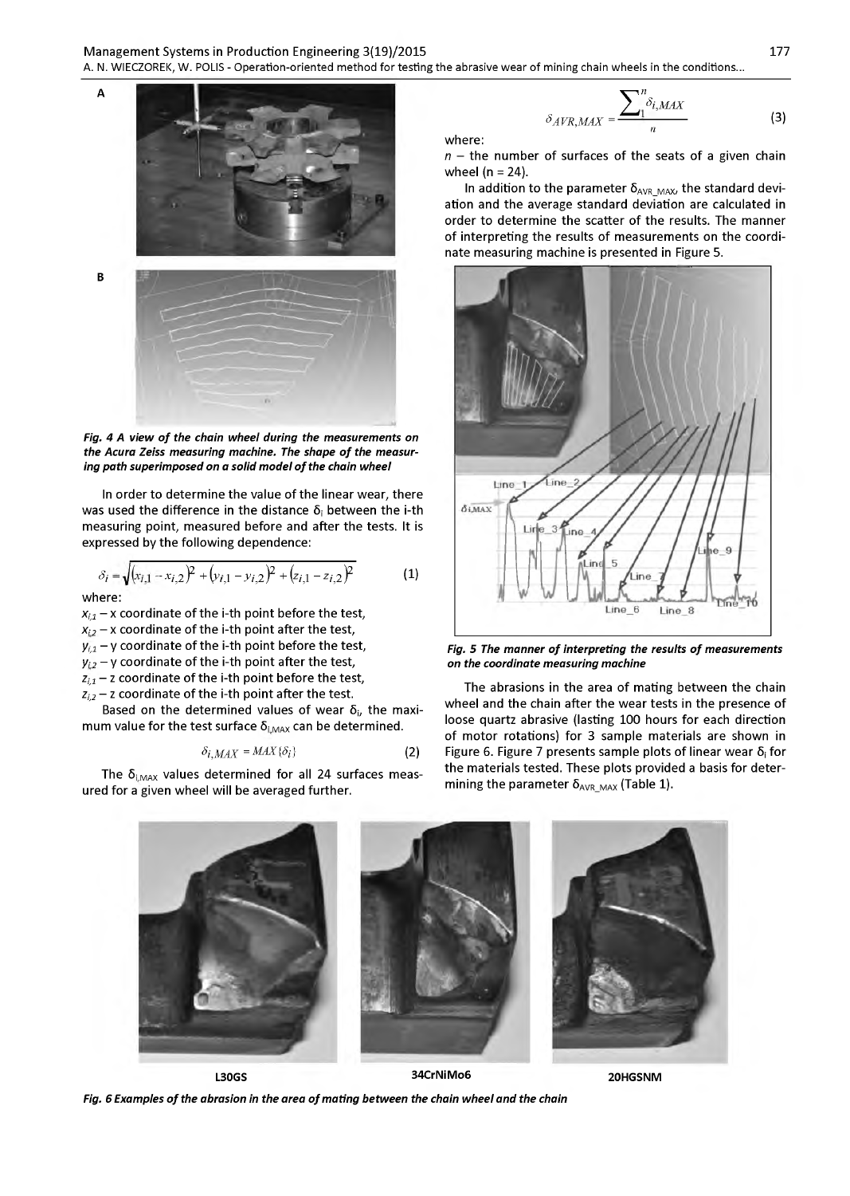A

B

*Fig. 4 A view of the chain wheel during the measurements on the Acura Zeiss measuring machine. The shape of the measuring path superimposed on a solid model of the chain wheel*

In order to determine the value of the linear wear, there was used the difference in the distance $\delta_i$ between the i-th measuring point, measured before and after the tests. It is expressed by the following dependence:

$$\delta_i = \sqrt{(x_{i,1} - x_{i,2})^2 + (y_{i,1} - y_{i,2})^2 + (z_{i,1} - z_{i,2})^2} \tag{1}$$

where:

$x_{i,1}$ – x coordinate of the i-th point before the test,
$x_{i,2}$ – x coordinate of the i-th point after the test,
$y_{i,1}$ – y coordinate of the i-th point before the test,
$y_{i,2}$ – y coordinate of the i-th point after the test,
$z_{i,1}$ – z coordinate of the i-th point before the test,
$z_{i,2}$ – z coordinate of the i-th point after the test.

Based on the determined values of wear $\delta_i$, the maximum value for the test surface $\delta_{i,MAX}$ can be determined.

$$\delta_{i,MAX} = MAX\{\delta_i\} \tag{2}$$

The $\delta_{i,MAX}$ values determined for all 24 surfaces measured for a given wheel will be averaged further.

$$\delta_{AVR,MAX} = \frac{\sum_1^n \delta_{i,MAX}}{n} \tag{3}$$

where:

$n$ – the number of surfaces of the seats of a given chain wheel (n = 24).

In addition to the parameter $\delta_{AVR\_MAX}$, the standard deviation and the average standard deviation are calculated in order to determine the scatter of the results. The manner of interpreting the results of measurements on the coordinate measuring machine is presented in Figure 5.

Line_1
Line_2
$\delta_{i,MAX}$
Line_3
Line_4
Line_5
Line_6
Line_7
Line_8
Line_9
Line_10

*Fig. 5 The manner of interpreting the results of measurements on the coordinate measuring machine*

The abrasions in the area of mating between the chain wheel and the chain after the wear tests in the presence of loose quartz abrasive (lasting 100 hours for each direction of motor rotations) for 3 sample materials are shown in Figure 6. Figure 7 presents sample plots of linear wear $\delta_i$ for the materials tested. These plots provided a basis for determining the parameter $\delta_{AVR\_MAX}$ (Table 1).

L30GS
34CrNiMo6
20HGSNM

*Fig. 6 Examples of the abrasion in the area of mating between the chain wheel and the chain*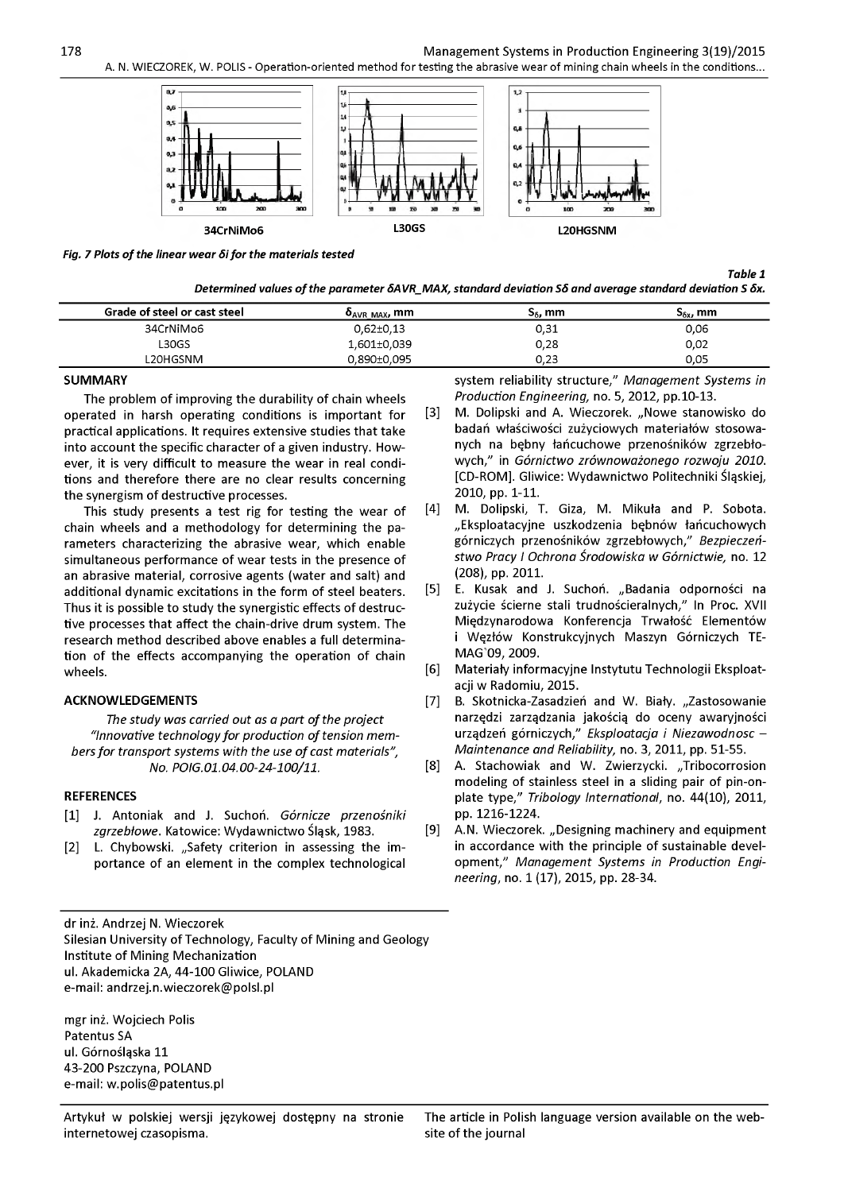0,7
0,6
0,5
0,4
0,3
0,2
0,1
0
0 100 200 300

34CrNiMo6

1,8
1,6
1,4
1,2
1
0,8
0,6
0,4
0,2
0

L30GS

1,2
1
0,8
0,6
0,4
0,2
0
0 100 200 300

L20HGSNM

*Fig. 7 Plots of the linear wear δi for the materials tested*

*Table 1*

*Determined values of the parameter δAVR_MAX, standard deviation Sδ and average standard deviation S δx.*

| Grade of steel or cast steel | $\delta_{AVR\_MAX}$, mm | $S_\delta$, mm | $S_{\delta x}$, mm |
|---|---|---|---|
| 34CrNiMo6 | 0,62±0,13 | 0,31 | 0,06 |
| L30GS | 1,601±0,039 | 0,28 | 0,02 |
| L20HGSNM | 0,890±0,095 | 0,23 | 0,05 |

## SUMMARY

The problem of improving the durability of chain wheels operated in harsh operating conditions is important for practical applications. It requires extensive studies that take into account the specific character of a given industry. However, it is very difficult to measure the wear in real conditions and therefore there are no clear results concerning the synergism of destructive processes.

This study presents a test rig for testing the wear of chain wheels and a methodology for determining the parameters characterizing the abrasive wear, which enable simultaneous performance of wear tests in the presence of an abrasive material, corrosive agents (water and salt) and additional dynamic excitations in the form of steel beaters. Thus it is possible to study the synergistic effects of destructive processes that affect the chain-drive drum system. The research method described above enables a full determination of the effects accompanying the operation of chain wheels.

## ACKNOWLEDGEMENTS

*The study was carried out as a part of the project "Innovative technology for production of tension members for transport systems with the use of cast materials", No. POIG.01.04.00-24-100/11.*

## REFERENCES

[1] J. Antoniak and J. Suchoń. *Górnicze przenośniki zgrzebłowe*. Katowice: Wydawnictwo Śląsk, 1983.

[2] L. Chybowski. „Safety criterion in assessing the importance of an element in the complex technological system reliability structure," *Management Systems in Production Engineering*, no. 5, 2012, pp.10-13.

[3] M. Dolipski and A. Wieczorek. „Nowe stanowisko do badań właściwości zużyciowych materiałów stosowanych na bębny łańcuchowe przenośników zgrzebłowych," in *Górnictwo zrównoważonego rozwoju 2010*. [CD-ROM]. Gliwice: Wydawnictwo Politechniki Śląskiej, 2010, pp. 1-11.

[4] M. Dolipski, T. Giza, M. Mikuła and P. Sobota. „Eksploatacyjne uszkodzenia bębnów łańcuchowych górniczych przenośników zgrzebłowych," *Bezpieczeństwo Pracy I Ochrona Środowiska w Górnictwie*, no. 12 (208), pp. 2011.

[5] E. Kusak and J. Suchoń. „Badania odporności na zużycie ścierne stali trudnościeralnych," In Proc. XVII Międzynarodowa Konferencja Trwałość Elementów i Węzłów Konstrukcyjnych Maszyn Górniczych TEMAG`09, 2009.

[6] Materiały informacyjne Instytutu Technologii Eksploatacji w Radomiu, 2015.

[7] B. Skotnicka-Zasadzień and W. Biały. „Zastosowanie narzędzi zarządzania jakością do oceny awaryjności urządzeń górniczych," *Eksploatacja i Niezawodnosc – Maintenance and Reliability*, no. 3, 2011, pp. 51-55.

[8] A. Stachowiak and W. Zwierzycki. „Tribocorrosion modeling of stainless steel in a sliding pair of pin-on-plate type," *Tribology International*, no. 44(10), 2011, pp. 1216-1224.

[9] A.N. Wieczorek. „Designing machinery and equipment in accordance with the principle of sustainable development," *Management Systems in Production Engineering*, no. 1 (17), 2015, pp. 28-34.

dr inż. Andrzej N. Wieczorek
Silesian University of Technology, Faculty of Mining and Geology
Institute of Mining Mechanization
ul. Akademicka 2A, 44-100 Gliwice, POLAND
e-mail: andrzej.n.wieczorek@polsl.pl

mgr inż. Wojciech Polis
Patentus SA
ul. Górnośląska 11
43-200 Pszczyna, POLAND
e-mail: w.polis@patentus.pl

Artykuł w polskiej wersji językowej dostępny na stronie internetowej czasopisma.

The article in Polish language version available on the website of the journal